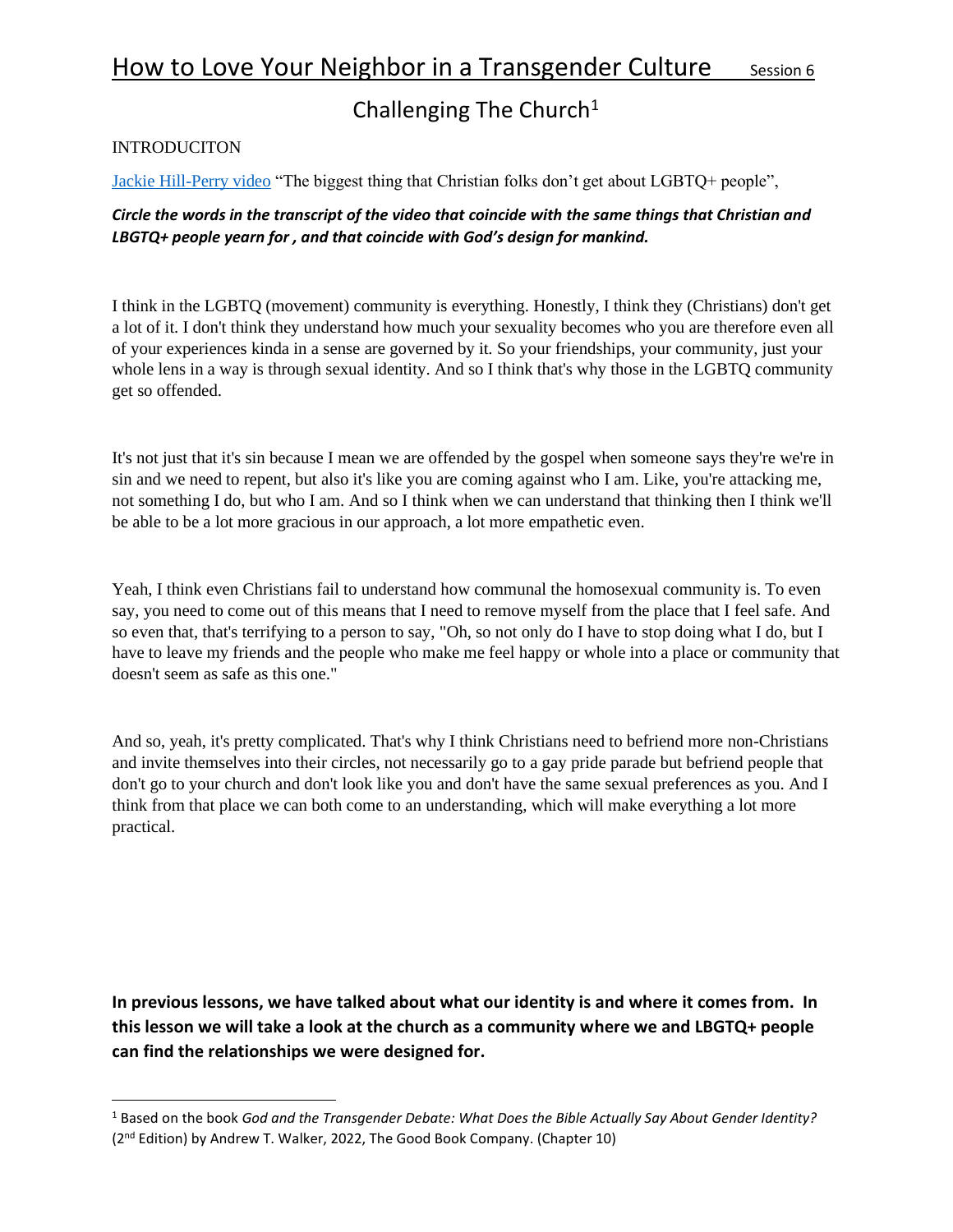# How to Love Your Neighbor in a Transgender Culture Session 6

## Challenging The Church[1]

INTRODUCITON

Jackie Hill-Perry video "The biggest thing that Christian folks don't get about LGBTQ+ people",

***Circle the words in the transcript of the video that coincide with the same things that Christian and LBGTQ+ people yearn for , and that coincide with God's design for mankind.***

I think in the LGBTQ (movement) community is everything. Honestly, I think they (Christians) don't get a lot of it. I don't think they understand how much your sexuality becomes who you are therefore even all of your experiences kinda in a sense are governed by it. So your friendships, your community, just your whole lens in a way is through sexual identity. And so I think that's why those in the LGBTQ community get so offended.

It's not just that it's sin because I mean we are offended by the gospel when someone says they're we're in sin and we need to repent, but also it's like you are coming against who I am. Like, you're attacking me, not something I do, but who I am. And so I think when we can understand that thinking then I think we'll be able to be a lot more gracious in our approach, a lot more empathetic even.

Yeah, I think even Christians fail to understand how communal the homosexual community is. To even say, you need to come out of this means that I need to remove myself from the place that I feel safe. And so even that, that's terrifying to a person to say, "Oh, so not only do I have to stop doing what I do, but I have to leave my friends and the people who make me feel happy or whole into a place or community that doesn't seem as safe as this one."

And so, yeah, it's pretty complicated. That's why I think Christians need to befriend more non-Christians and invite themselves into their circles, not necessarily go to a gay pride parade but befriend people that don't go to your church and don't look like you and don't have the same sexual preferences as you. And I think from that place we can both come to an understanding, which will make everything a lot more practical.

**In previous lessons, we have talked about what our identity is and where it comes from. In this lesson we will take a look at the church as a community where we and LBGTQ+ people can find the relationships we were designed for.**

---

[1] Based on the book *God and the Transgender Debate: What Does the Bible Actually Say About Gender Identity?* (2nd Edition) by Andrew T. Walker, 2022, The Good Book Company. (Chapter 10)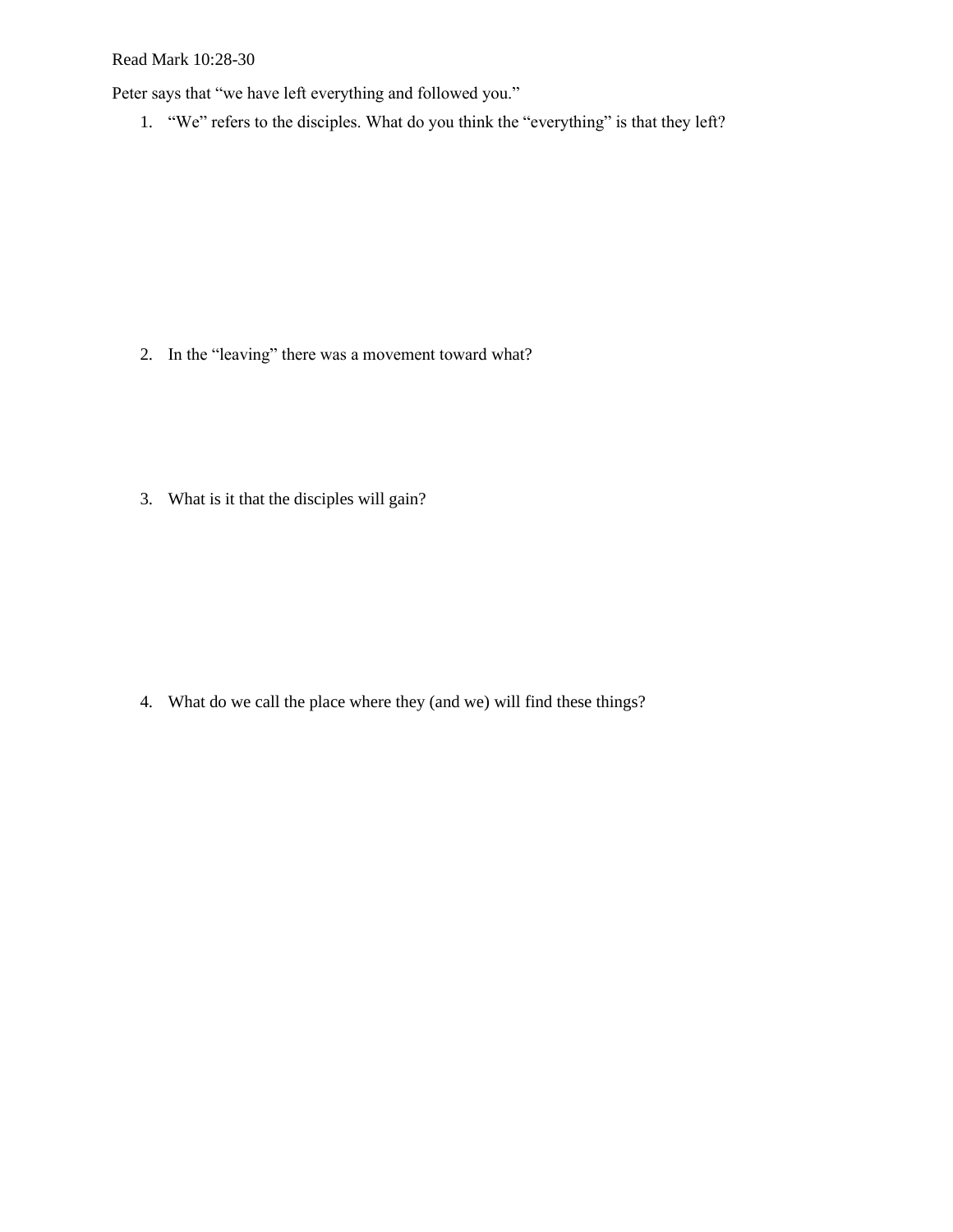Read Mark 10:28-30

Peter says that "we have left everything and followed you."

1. "We" refers to the disciples. What do you think the "everything" is that they left?

2. In the "leaving" there was a movement toward what?

3. What is it that the disciples will gain?

4. What do we call the place where they (and we) will find these things?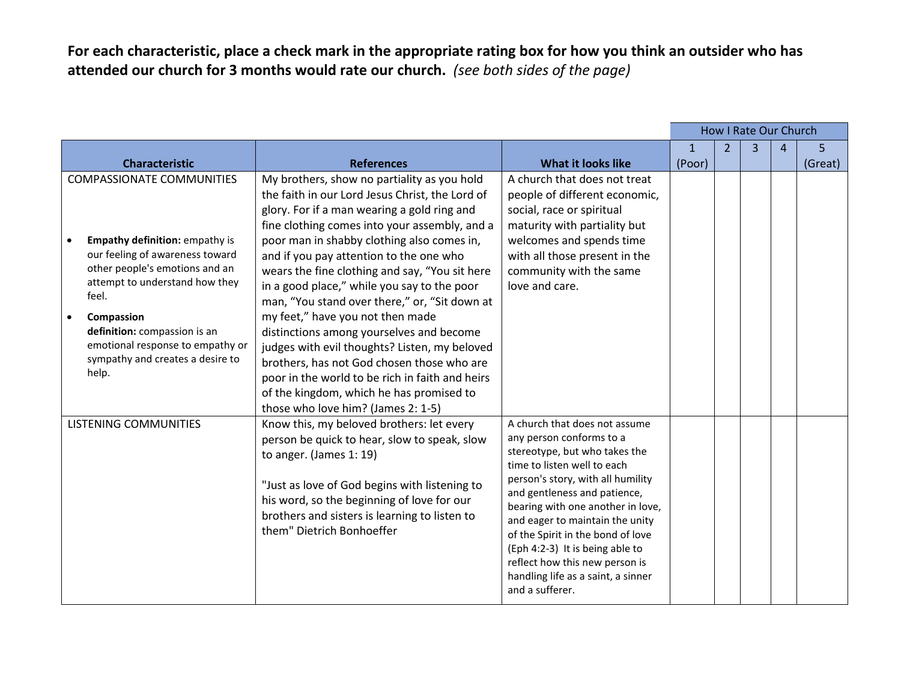**For each characteristic, place a check mark in the appropriate rating box for how you think an outsider who has attended our church for 3 months would rate our church.** *(see both sides of the page)*

| | | | How I Rate Our Church | | | | |
|---|---|---|---|---|---|---|---|
| **Characteristic** | **References** | **What it looks like** | 1 (Poor) | 2 | 3 | 4 | 5 (Great) |
| COMPASSIONATE COMMUNITIES<br><br>• **Empathy definition:** empathy is our feeling of awareness toward other people's emotions and an attempt to understand how they feel.<br>• **Compassion definition:** compassion is an emotional response to empathy or sympathy and creates a desire to help. | My brothers, show no partiality as you hold the faith in our Lord Jesus Christ, the Lord of glory. For if a man wearing a gold ring and fine clothing comes into your assembly, and a poor man in shabby clothing also comes in, and if you pay attention to the one who wears the fine clothing and say, "You sit here in a good place," while you say to the poor man, "You stand over there," or, "Sit down at my feet," have you not then made distinctions among yourselves and become judges with evil thoughts? Listen, my beloved brothers, has not God chosen those who are poor in the world to be rich in faith and heirs of the kingdom, which he has promised to those who love him? (James 2: 1-5) | A church that does not treat people of different economic, social, race or spiritual maturity with partiality but welcomes and spends time with all those present in the community with the same love and care. | | | | | |
| LISTENING COMMUNITIES | Know this, my beloved brothers: let every person be quick to hear, slow to speak, slow to anger. (James 1: 19)<br><br>"Just as love of God begins with listening to his word, so the beginning of love for our brothers and sisters is learning to listen to them" Dietrich Bonhoeffer | A church that does not assume any person conforms to a stereotype, but who takes the time to listen well to each person's story, with all humility and gentleness and patience, bearing with one another in love, and eager to maintain the unity of the Spirit in the bond of love (Eph 4:2-3) It is being able to reflect how this new person is handling life as a saint, a sinner and a sufferer. | | | | | |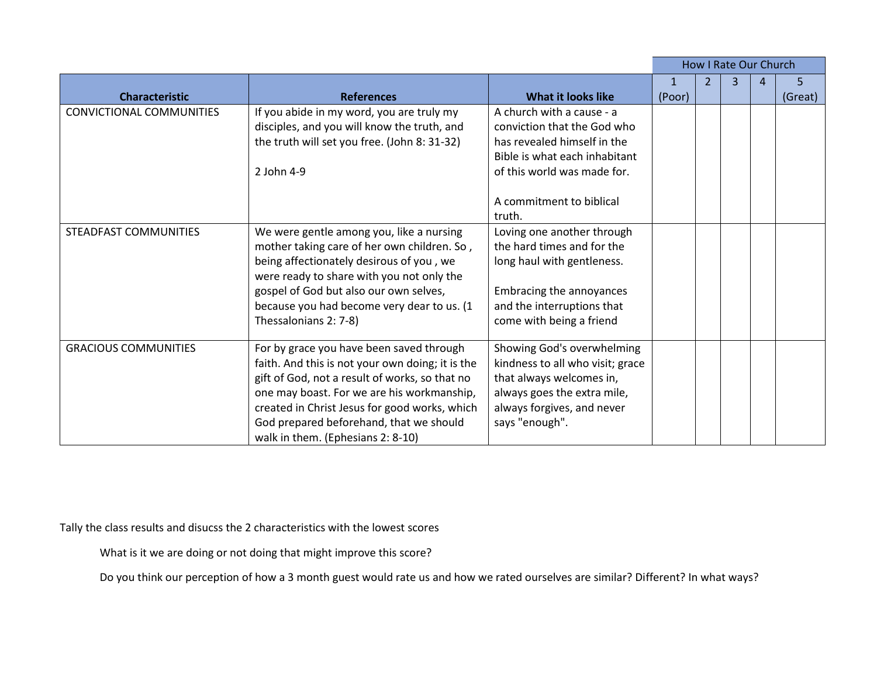| | | | How I Rate Our Church | | | | |
|---|---|---|---|---|---|---|---|
| **Characteristic** | **References** | **What it looks like** | 1 (Poor) | 2 | 3 | 4 | 5 (Great) |
| CONVICTIONAL COMMUNITIES | If you abide in my word, you are truly my disciples, and you will know the truth, and the truth will set you free. (John 8: 31-32)<br><br>2 John 4-9 | A church with a cause - a conviction that the God who has revealed himself in the Bible is what each inhabitant of this world was made for.<br><br>A commitment to biblical truth. | | | | | |
| STEADFAST COMMUNITIES | We were gentle among you, like a nursing mother taking care of her own children. So , being affectionately desirous of you , we were ready to share with you not only the gospel of God but also our own selves, because you had become very dear to us. (1 Thessalonians 2: 7-8) | Loving one another through the hard times and for the long haul with gentleness.<br><br>Embracing the annoyances and the interruptions that come with being a friend | | | | | |
| GRACIOUS COMMUNITIES | For by grace you have been saved through faith. And this is not your own doing; it is the gift of God, not a result of works, so that no one may boast. For we are his workmanship, created in Christ Jesus for good works, which God prepared beforehand, that we should walk in them. (Ephesians 2: 8-10) | Showing God's overwhelming kindness to all who visit; grace that always welcomes in, always goes the extra mile, always forgives, and never says "enough". | | | | | |

Tally the class results and disucss the 2 characteristics with the lowest scores

> What is it we are doing or not doing that might improve this score?
>
> Do you think our perception of how a 3 month guest would rate us and how we rated ourselves are similar? Different? In what ways?